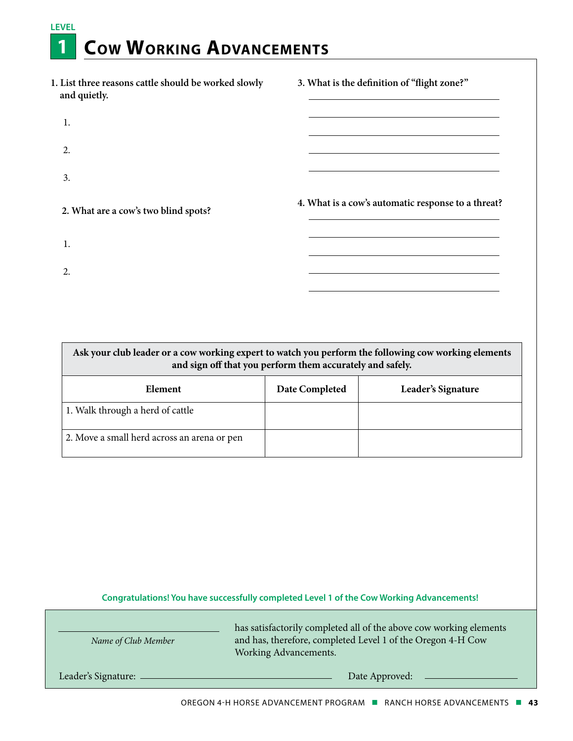LEVEL

# 1 Cow Working Advancements

**1. List three reasons cattle should be worked slowly and quietly.**

1.

2.

3.

**2. What are a cow's two blind spots?**

1.

2.

**3. What is the definition of "flight zone?"**

**4. What is a cow's automatic response to a threat?**

| **Ask your club leader or a cow working expert to watch you perform the following cow working elements and sign off that you perform them accurately and safely.** | | |
|---|---|---|
| **Element** | **Date Completed** | **Leader's Signature** |
| 1. Walk through a herd of cattle | | |
| 2. Move a small herd across an arena or pen | | |

**Congratulations! You have successfully completed Level 1 of the Cow Working Advancements!**

______________________ has satisfactorily completed all of the above cow working elements and has, therefore, completed Level 1 of the Oregon 4-H Cow Working Advancements.

*Name of Club Member*

Leader's Signature: ______________________ Date Approved: ______________________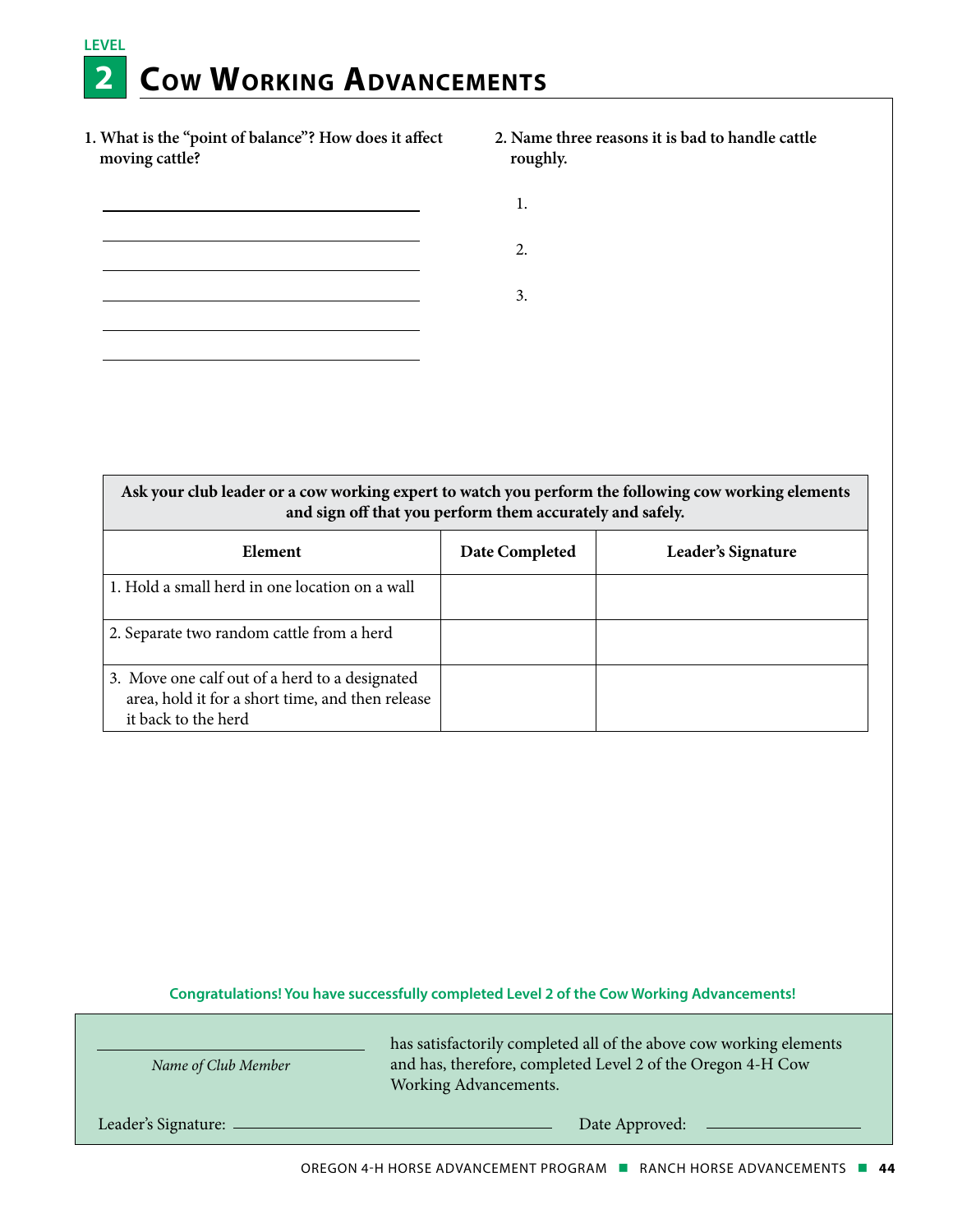LEVEL

# 2 Cow Working Advancements

**1. What is the "point of balance"? How does it affect moving cattle?**

______________________________________

______________________________________

______________________________________

______________________________________

______________________________________

______________________________________

**2. Name three reasons it is bad to handle cattle roughly.**

1.

2.

3.

| **Ask your club leader or a cow working expert to watch you perform the following cow working elements and sign off that you perform them accurately and safely.** | | |
|---|---|---|
| **Element** | **Date Completed** | **Leader's Signature** |
| 1. Hold a small herd in one location on a wall | | |
| 2. Separate two random cattle from a herd | | |
| 3. Move one calf out of a herd to a designated area, hold it for a short time, and then release it back to the herd | | |

**Congratulations! You have successfully completed Level 2 of the Cow Working Advancements!**

______________________________________
*Name of Club Member*

has satisfactorily completed all of the above cow working elements and has, therefore, completed Level 2 of the Oregon 4-H Cow Working Advancements.

Leader's Signature: ______________________________ Date Approved: ______________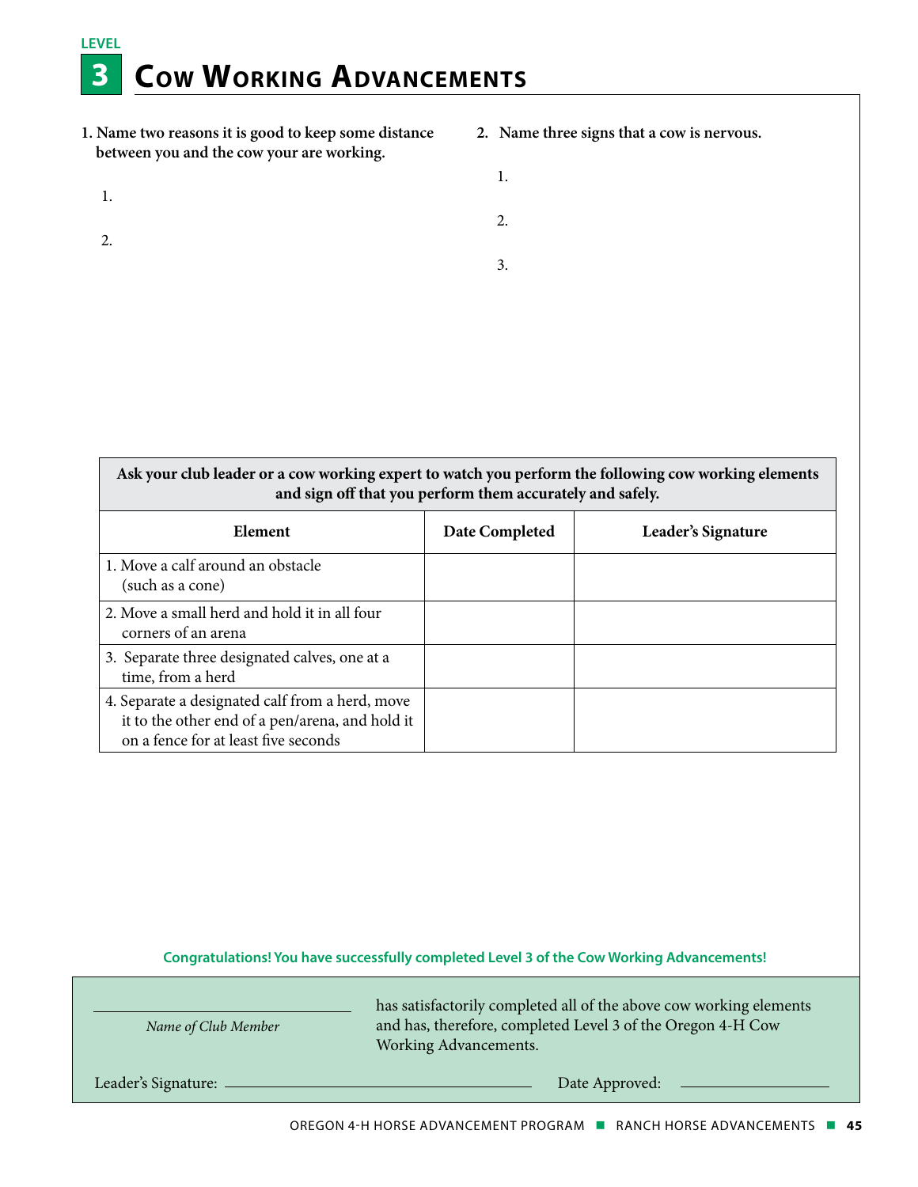LEVEL

# 3 Cow Working Advancements

**1. Name two reasons it is good to keep some distance between you and the cow your are working.**

1.

2.

**2. Name three signs that a cow is nervous.**

1.

2.

3.

| **Ask your club leader or a cow working expert to watch you perform the following cow working elements and sign off that you perform them accurately and safely.** | | |
|---|---|---|
| **Element** | **Date Completed** | **Leader's Signature** |
| 1. Move a calf around an obstacle (such as a cone) | | |
| 2. Move a small herd and hold it in all four corners of an arena | | |
| 3. Separate three designated calves, one at a time, from a herd | | |
| 4. Separate a designated calf from a herd, move it to the other end of a pen/arena, and hold it on a fence for at least five seconds | | |

**Congratulations! You have successfully completed Level 3 of the Cow Working Advancements!**

_______________________________
*Name of Club Member*

has satisfactorily completed all of the above cow working elements and has, therefore, completed Level 3 of the Oregon 4-H Cow Working Advancements.

Leader's Signature: _______________________________ Date Approved: _______________